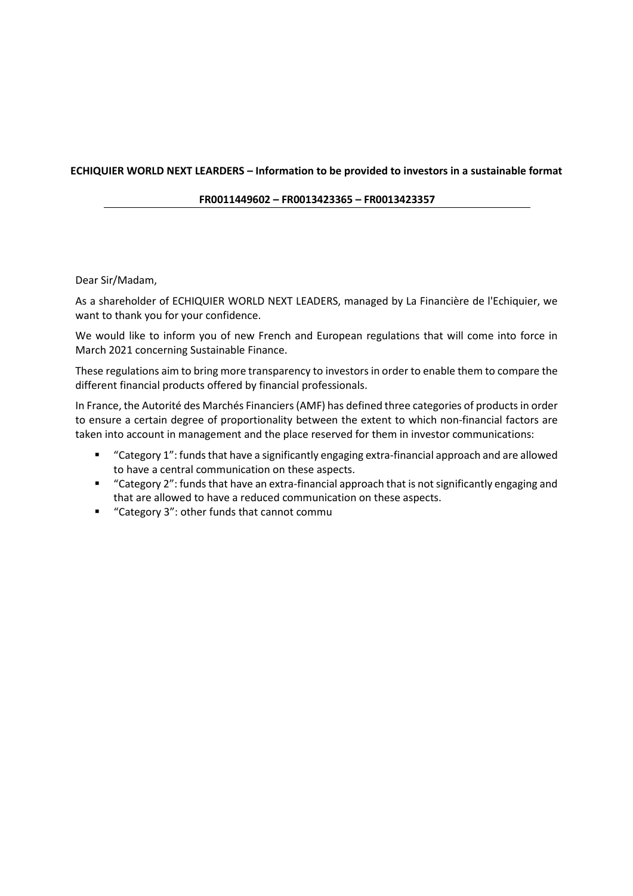**ECHIQUIER WORLD NEXT LEARDERS – Information to be provided to investors in a sustainable format**

**FR0011449602 – FR0013423365 – FR0013423357**

Dear Sir/Madam,

As a shareholder of ECHIQUIER WORLD NEXT LEADERS, managed by La Financière de l'Echiquier, we want to thank you for your confidence.

We would like to inform you of new French and European regulations that will come into force in March 2021 concerning Sustainable Finance.

These regulations aim to bring more transparency to investors in order to enable them to compare the different financial products offered by financial professionals.

In France, the Autorité des Marchés Financiers (AMF) has defined three categories of products in order to ensure a certain degree of proportionality between the extent to which non-financial factors are taken into account in management and the place reserved for them in investor communications:

- "Category 1": funds that have a significantly engaging extra-financial approach and are allowed to have a central communication on these aspects.
- "Category 2": funds that have an extra-financial approach that is not significantly engaging and that are allowed to have a reduced communication on these aspects.
- "Category 3": other funds that cannot commu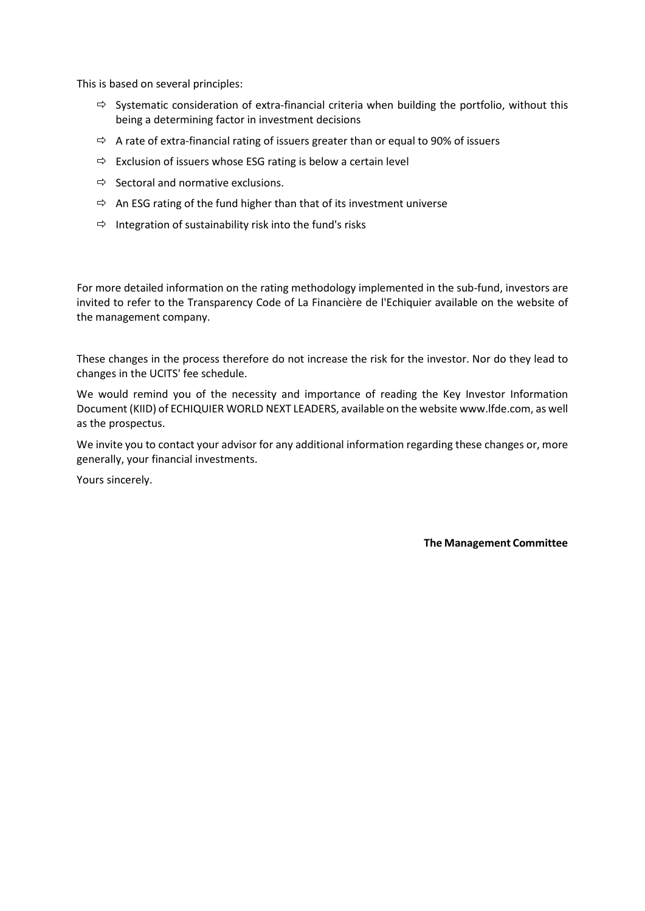This is based on several principles:

- ⇨ Systematic consideration of extra-financial criteria when building the portfolio, without this being a determining factor in investment decisions
- ⇨ A rate of extra-financial rating of issuers greater than or equal to 90% of issuers
- ⇨ Exclusion of issuers whose ESG rating is below a certain level
- ⇨ Sectoral and normative exclusions.
- ⇨ An ESG rating of the fund higher than that of its investment universe
- ⇨ Integration of sustainability risk into the fund's risks

For more detailed information on the rating methodology implemented in the sub-fund, investors are invited to refer to the Transparency Code of La Financière de l'Echiquier available on the website of the management company.

These changes in the process therefore do not increase the risk for the investor. Nor do they lead to changes in the UCITS' fee schedule.

We would remind you of the necessity and importance of reading the Key Investor Information Document (KIID) of ECHIQUIER WORLD NEXT LEADERS, available on the website www.lfde.com, as well as the prospectus.

We invite you to contact your advisor for any additional information regarding these changes or, more generally, your financial investments.

Yours sincerely.

**The Management Committee**